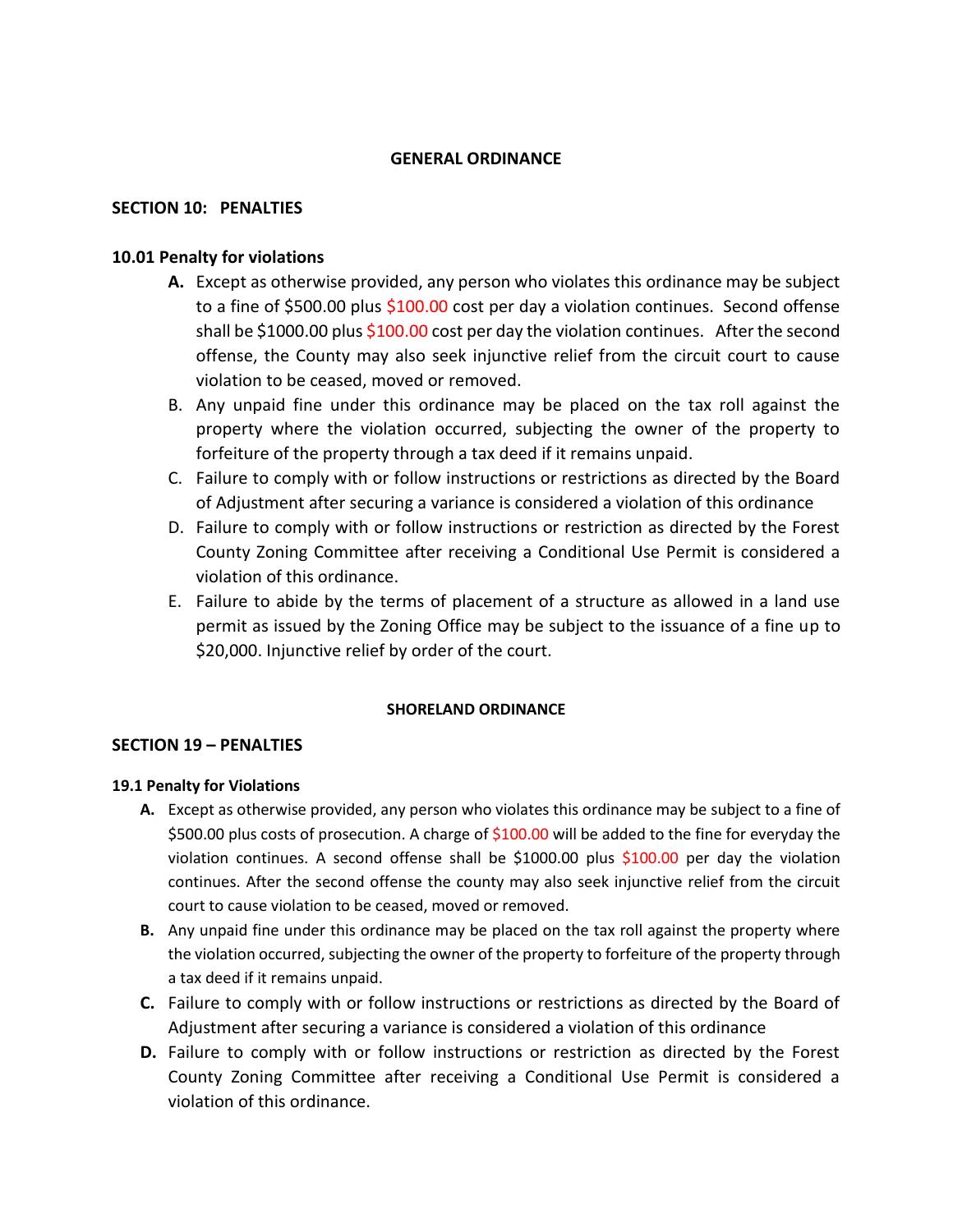## GENERAL ORDINANCE

### SECTION 10: PENALTIES

#### 10.01 Penalty for violations

- **A.** Except as otherwise provided, any person who violates this ordinance may be subject to a fine of $500.00 plus $100.00 cost per day a violation continues. Second offense shall be $1000.00 plus $100.00 cost per day the violation continues. After the second offense, the County may also seek injunctive relief from the circuit court to cause violation to be ceased, moved or removed.
- B. Any unpaid fine under this ordinance may be placed on the tax roll against the property where the violation occurred, subjecting the owner of the property to forfeiture of the property through a tax deed if it remains unpaid.
- C. Failure to comply with or follow instructions or restrictions as directed by the Board of Adjustment after securing a variance is considered a violation of this ordinance
- D. Failure to comply with or follow instructions or restriction as directed by the Forest County Zoning Committee after receiving a Conditional Use Permit is considered a violation of this ordinance.
- E. Failure to abide by the terms of placement of a structure as allowed in a land use permit as issued by the Zoning Office may be subject to the issuance of a fine up to $20,000. Injunctive relief by order of the court.

## SHORELAND ORDINANCE

### SECTION 19 – PENALTIES

#### 19.1 Penalty for Violations

- **A.** Except as otherwise provided, any person who violates this ordinance may be subject to a fine of $500.00 plus costs of prosecution. A charge of $100.00 will be added to the fine for everyday the violation continues. A second offense shall be $1000.00 plus $100.00 per day the violation continues. After the second offense the county may also seek injunctive relief from the circuit court to cause violation to be ceased, moved or removed.
- **B.** Any unpaid fine under this ordinance may be placed on the tax roll against the property where the violation occurred, subjecting the owner of the property to forfeiture of the property through a tax deed if it remains unpaid.
- **C.** Failure to comply with or follow instructions or restrictions as directed by the Board of Adjustment after securing a variance is considered a violation of this ordinance
- **D.** Failure to comply with or follow instructions or restriction as directed by the Forest County Zoning Committee after receiving a Conditional Use Permit is considered a violation of this ordinance.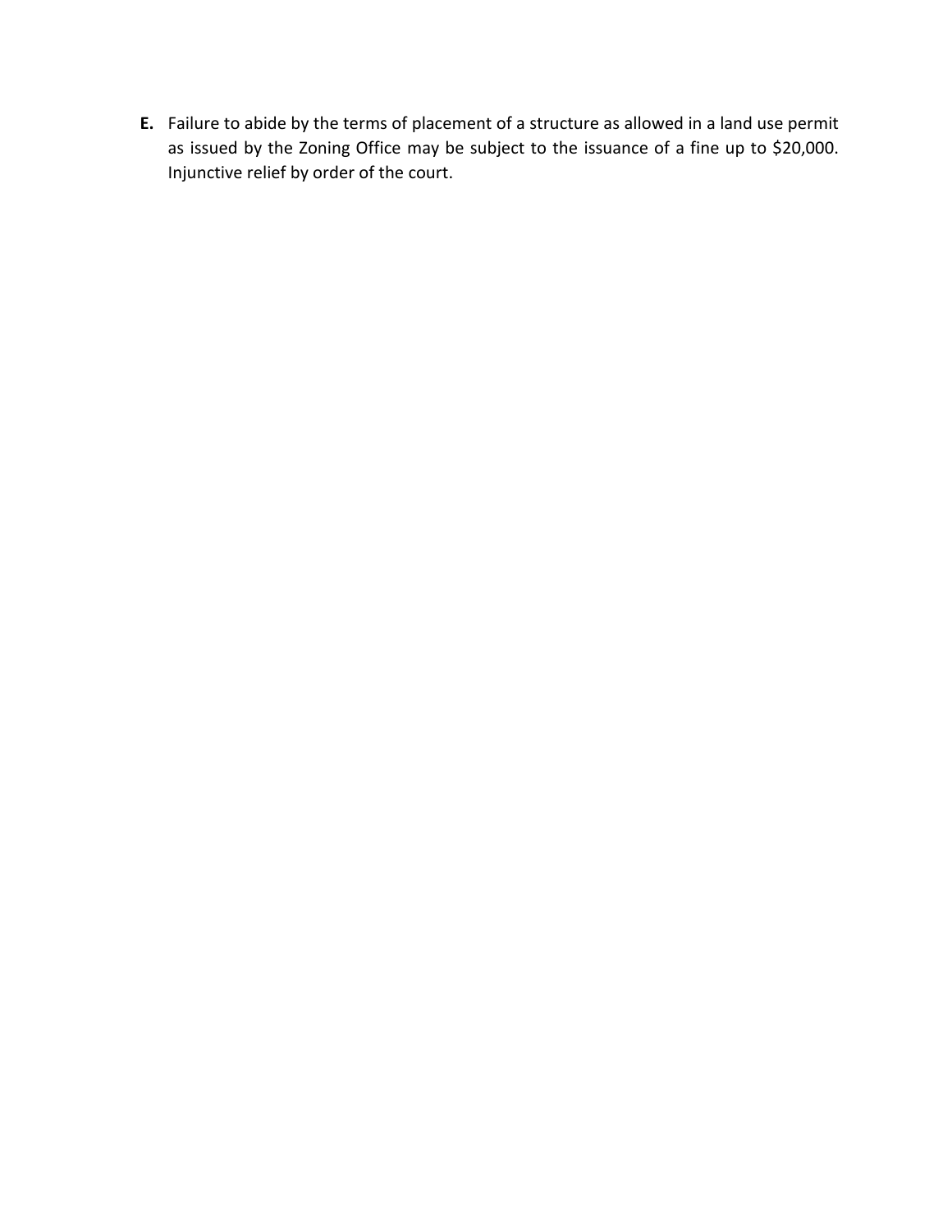**E.** Failure to abide by the terms of placement of a structure as allowed in a land use permit as issued by the Zoning Office may be subject to the issuance of a fine up to $20,000. Injunctive relief by order of the court.